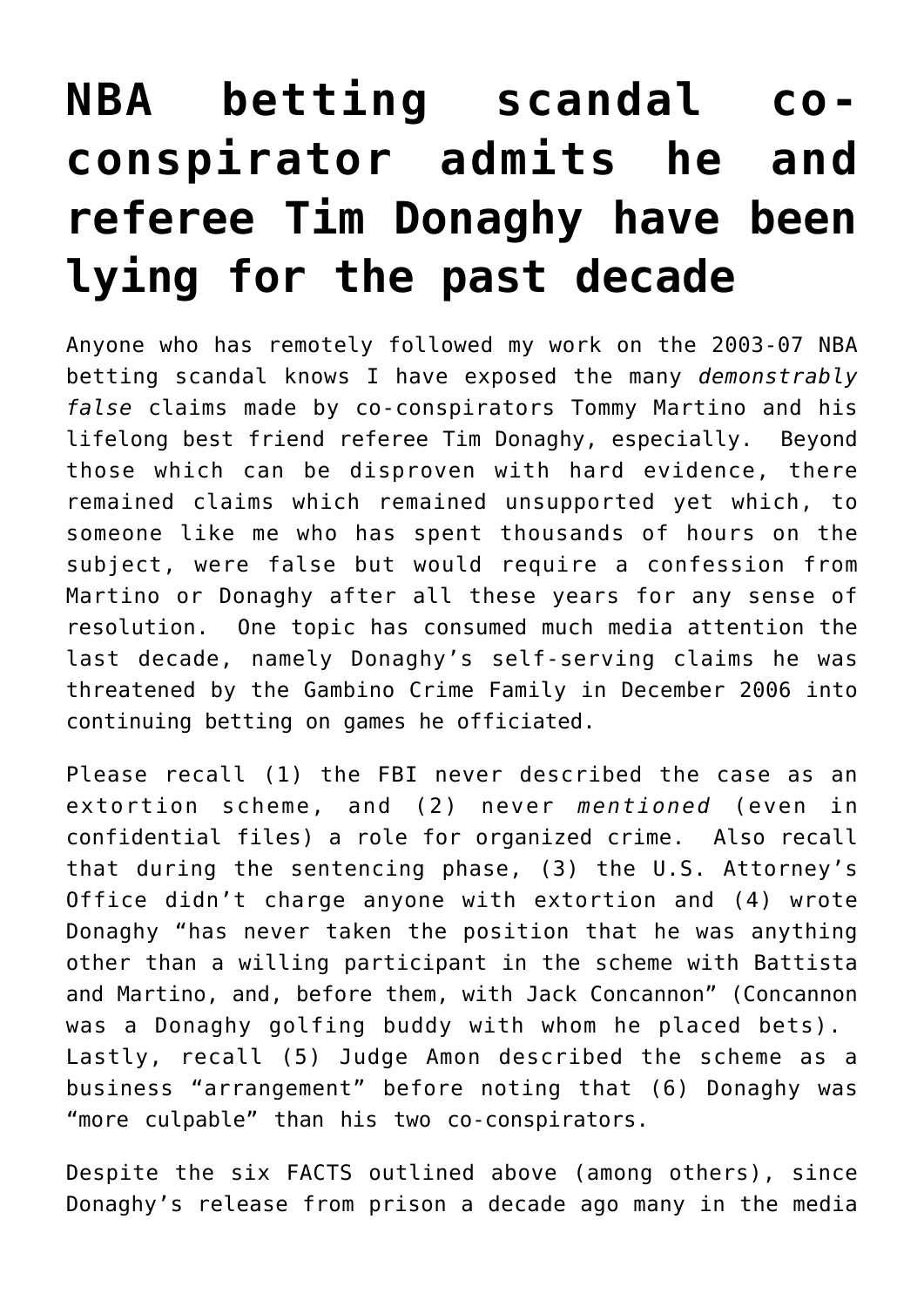# NBA betting scandal co-conspirator admits he and referee Tim Donaghy have been lying for the past decade

Anyone who has remotely followed my work on the 2003-07 NBA betting scandal knows I have exposed the many *demonstrably false* claims made by co-conspirators Tommy Martino and his lifelong best friend referee Tim Donaghy, especially. Beyond those which can be disproven with hard evidence, there remained claims which remained unsupported yet which, to someone like me who has spent thousands of hours on the subject, were false but would require a confession from Martino or Donaghy after all these years for any sense of resolution. One topic has consumed much media attention the last decade, namely Donaghy's self-serving claims he was threatened by the Gambino Crime Family in December 2006 into continuing betting on games he officiated.

Please recall (1) the FBI never described the case as an extortion scheme, and (2) never *mentioned* (even in confidential files) a role for organized crime. Also recall that during the sentencing phase, (3) the U.S. Attorney's Office didn't charge anyone with extortion and (4) wrote Donaghy "has never taken the position that he was anything other than a willing participant in the scheme with Battista and Martino, and, before them, with Jack Concannon" (Concannon was a Donaghy golfing buddy with whom he placed bets). Lastly, recall (5) Judge Amon described the scheme as a business "arrangement" before noting that (6) Donaghy was "more culpable" than his two co-conspirators.

Despite the six FACTS outlined above (among others), since Donaghy's release from prison a decade ago many in the media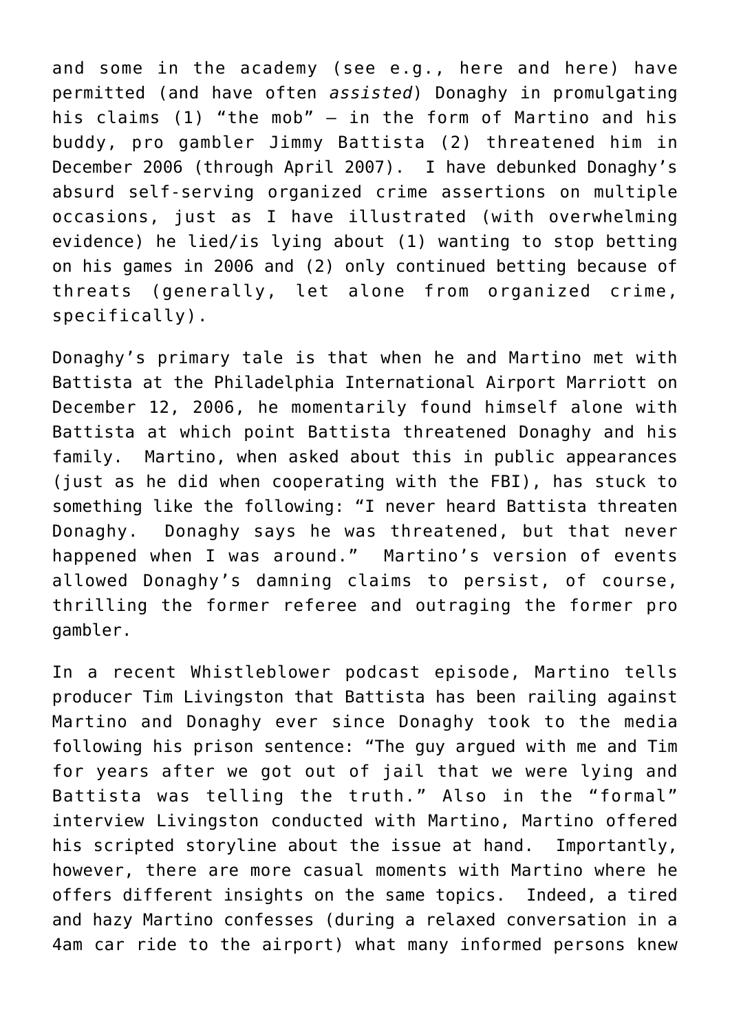and some in the academy (see e.g., here and here) have permitted (and have often *assisted*) Donaghy in promulgating his claims (1) "the mob" – in the form of Martino and his buddy, pro gambler Jimmy Battista (2) threatened him in December 2006 (through April 2007). I have debunked Donaghy's absurd self-serving organized crime assertions on multiple occasions, just as I have illustrated (with overwhelming evidence) he lied/is lying about (1) wanting to stop betting on his games in 2006 and (2) only continued betting because of threats (generally, let alone from organized crime, specifically).

Donaghy's primary tale is that when he and Martino met with Battista at the Philadelphia International Airport Marriott on December 12, 2006, he momentarily found himself alone with Battista at which point Battista threatened Donaghy and his family. Martino, when asked about this in public appearances (just as he did when cooperating with the FBI), has stuck to something like the following: "I never heard Battista threaten Donaghy. Donaghy says he was threatened, but that never happened when I was around." Martino's version of events allowed Donaghy's damning claims to persist, of course, thrilling the former referee and outraging the former pro gambler.

In a recent Whistleblower podcast episode, Martino tells producer Tim Livingston that Battista has been railing against Martino and Donaghy ever since Donaghy took to the media following his prison sentence: "The guy argued with me and Tim for years after we got out of jail that we were lying and Battista was telling the truth." Also in the "formal" interview Livingston conducted with Martino, Martino offered his scripted storyline about the issue at hand. Importantly, however, there are more casual moments with Martino where he offers different insights on the same topics. Indeed, a tired and hazy Martino confesses (during a relaxed conversation in a 4am car ride to the airport) what many informed persons knew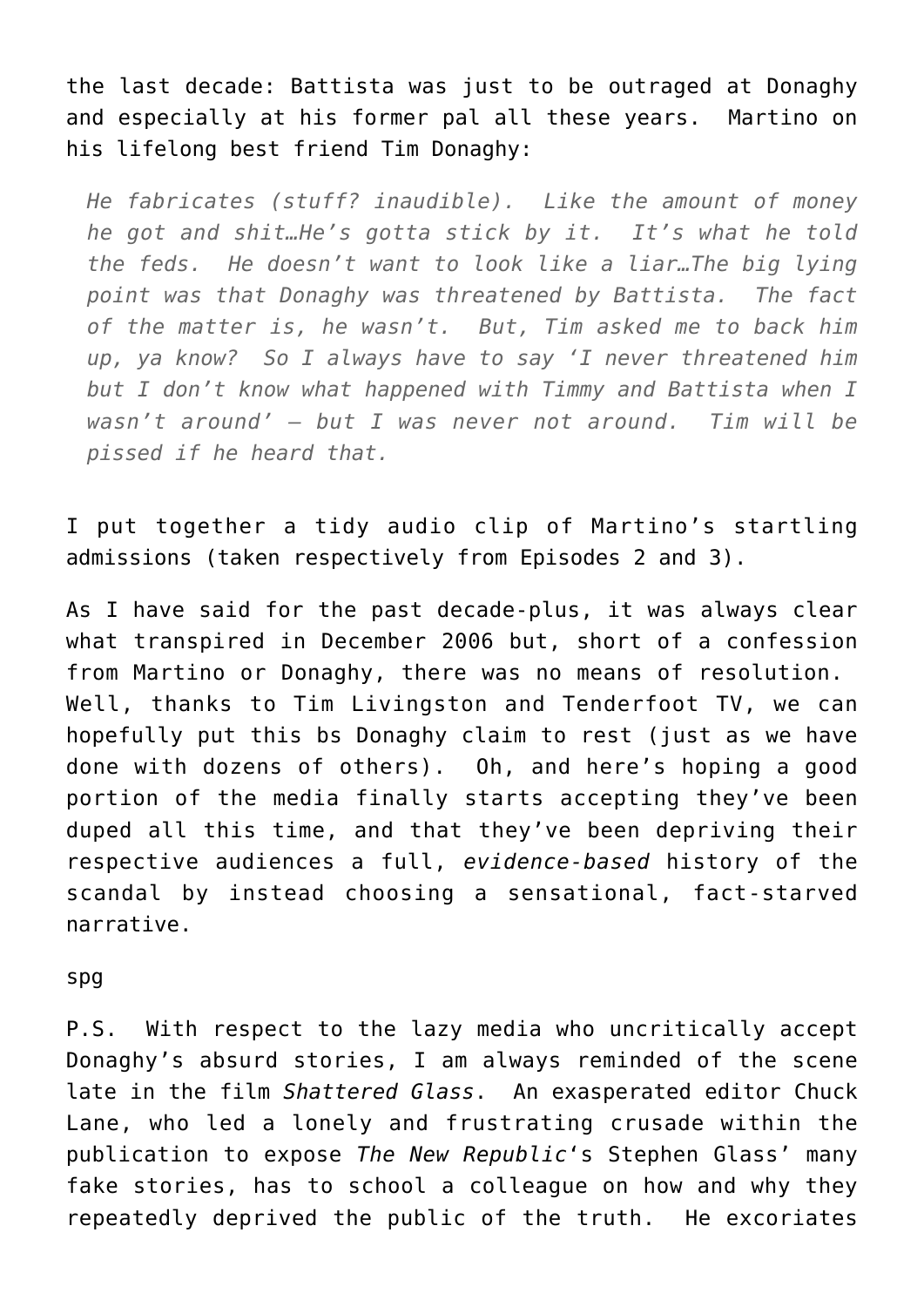the last decade: Battista was just to be outraged at Donaghy and especially at his former pal all these years. Martino on his lifelong best friend Tim Donaghy:

> *He fabricates (stuff? inaudible). Like the amount of money he got and shit…He's gotta stick by it. It's what he told the feds. He doesn't want to look like a liar…The big lying point was that Donaghy was threatened by Battista. The fact of the matter is, he wasn't. But, Tim asked me to back him up, ya know? So I always have to say 'I never threatened him but I don't know what happened with Timmy and Battista when I wasn't around' – but I was never not around. Tim will be pissed if he heard that.*

I put together a tidy audio clip of Martino's startling admissions (taken respectively from Episodes 2 and 3).

As I have said for the past decade-plus, it was always clear what transpired in December 2006 but, short of a confession from Martino or Donaghy, there was no means of resolution. Well, thanks to Tim Livingston and Tenderfoot TV, we can hopefully put this bs Donaghy claim to rest (just as we have done with dozens of others). Oh, and here's hoping a good portion of the media finally starts accepting they've been duped all this time, and that they've been depriving their respective audiences a full, *evidence-based* history of the scandal by instead choosing a sensational, fact-starved narrative.

spg

P.S. With respect to the lazy media who uncritically accept Donaghy's absurd stories, I am always reminded of the scene late in the film *Shattered Glass*. An exasperated editor Chuck Lane, who led a lonely and frustrating crusade within the publication to expose *The New Republic*'s Stephen Glass' many fake stories, has to school a colleague on how and why they repeatedly deprived the public of the truth. He excoriates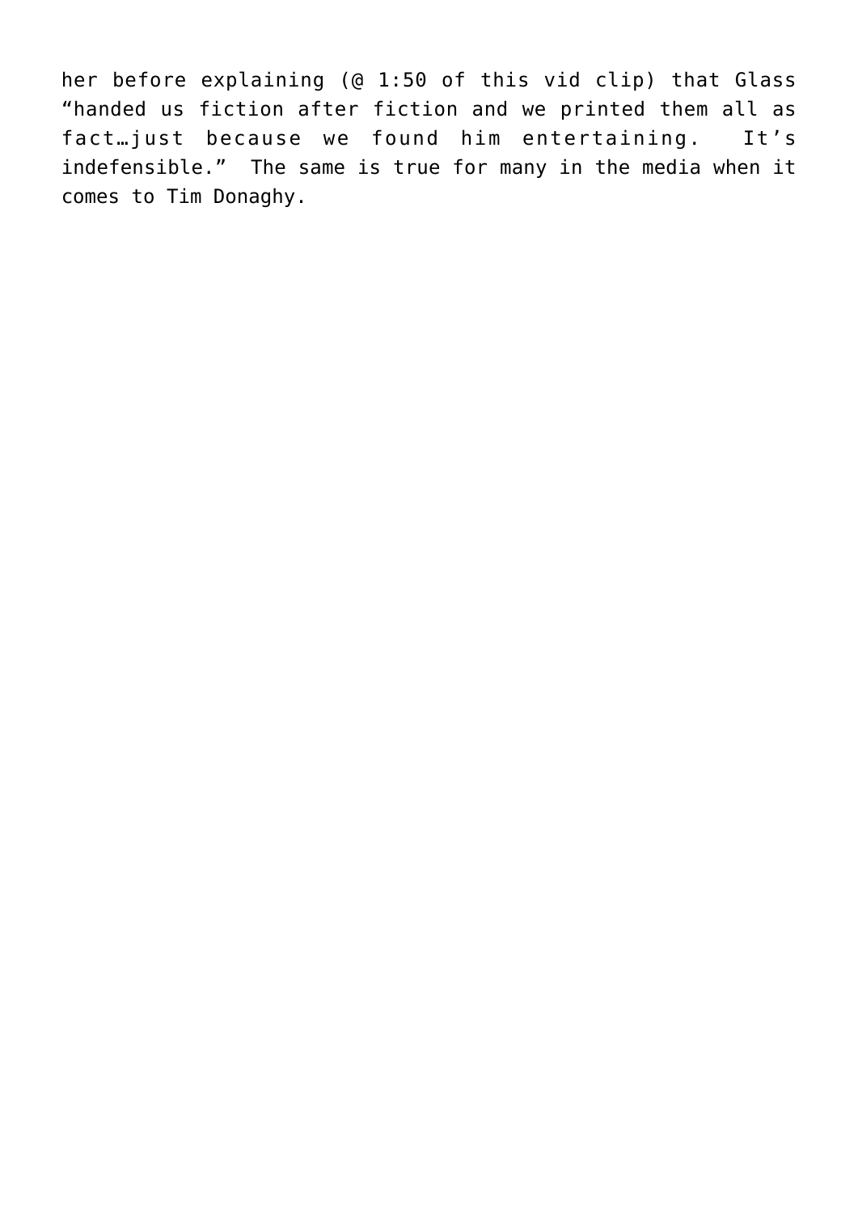her before explaining (@ 1:50 of this vid clip) that Glass "handed us fiction after fiction and we printed them all as fact…just because we found him entertaining. It's indefensible." The same is true for many in the media when it comes to Tim Donaghy.